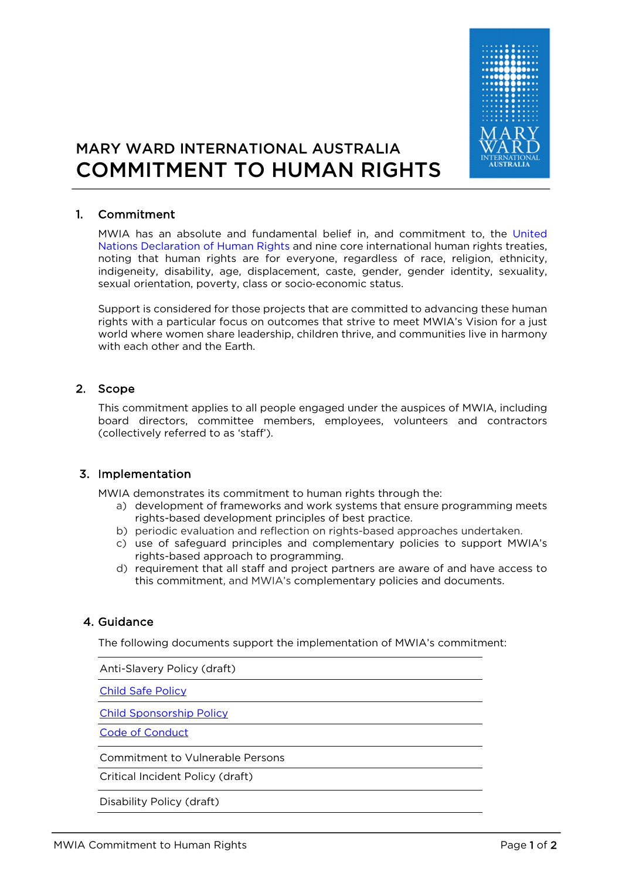# MARY WARD INTERNATIONAL AUSTRALIA
# COMMITMENT TO HUMAN RIGHTS

## 1. Commitment

MWIA has an absolute and fundamental belief in, and commitment to, the United Nations Declaration of Human Rights and nine core international human rights treaties, noting that human rights are for everyone, regardless of race, religion, ethnicity, indigeneity, disability, age, displacement, caste, gender, gender identity, sexuality, sexual orientation, poverty, class or socio-economic status.

Support is considered for those projects that are committed to advancing these human rights with a particular focus on outcomes that strive to meet MWIA's Vision for a just world where women share leadership, children thrive, and communities live in harmony with each other and the Earth.

## 2. Scope

This commitment applies to all people engaged under the auspices of MWIA, including board directors, committee members, employees, volunteers and contractors (collectively referred to as 'staff').

## 3. Implementation

MWIA demonstrates its commitment to human rights through the:

a) development of frameworks and work systems that ensure programming meets rights-based development principles of best practice.
b) periodic evaluation and reflection on rights-based approaches undertaken.
c) use of safeguard principles and complementary policies to support MWIA's rights-based approach to programming.
d) requirement that all staff and project partners are aware of and have access to this commitment, and MWIA's complementary policies and documents.

## 4. Guidance

The following documents support the implementation of MWIA's commitment:

| |
|---|
| Anti-Slavery Policy (draft) |
| Child Safe Policy |
| Child Sponsorship Policy |
| Code of Conduct |
| Commitment to Vulnerable Persons |
| Critical Incident Policy (draft) |
| Disability Policy (draft) |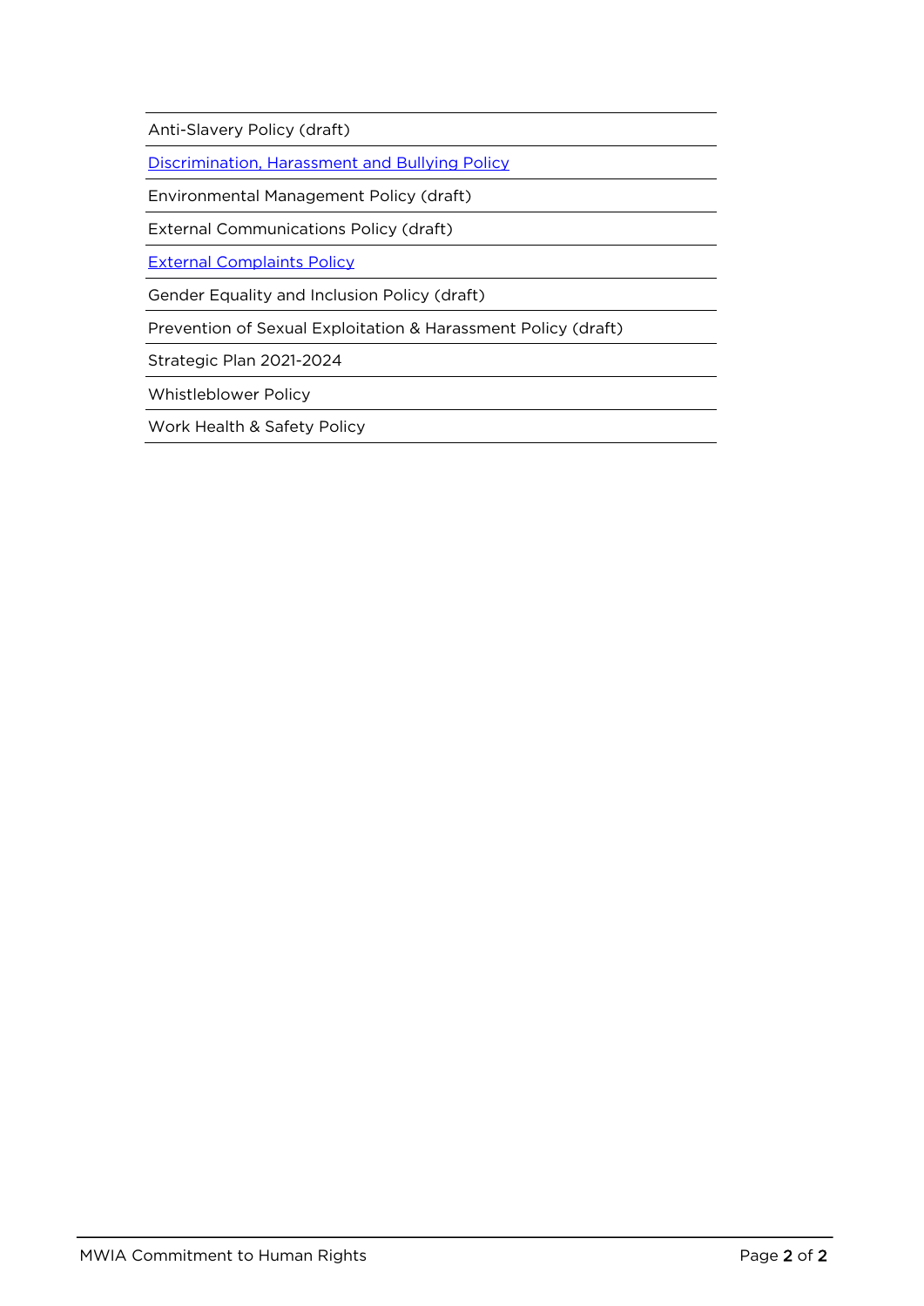| |
|---|
| Anti-Slavery Policy (draft) |
| Discrimination, Harassment and Bullying Policy |
| Environmental Management Policy (draft) |
| External Communications Policy (draft) |
| External Complaints Policy |
| Gender Equality and Inclusion Policy (draft) |
| Prevention of Sexual Exploitation & Harassment Policy (draft) |
| Strategic Plan 2021-2024 |
| Whistleblower Policy |
| Work Health & Safety Policy |